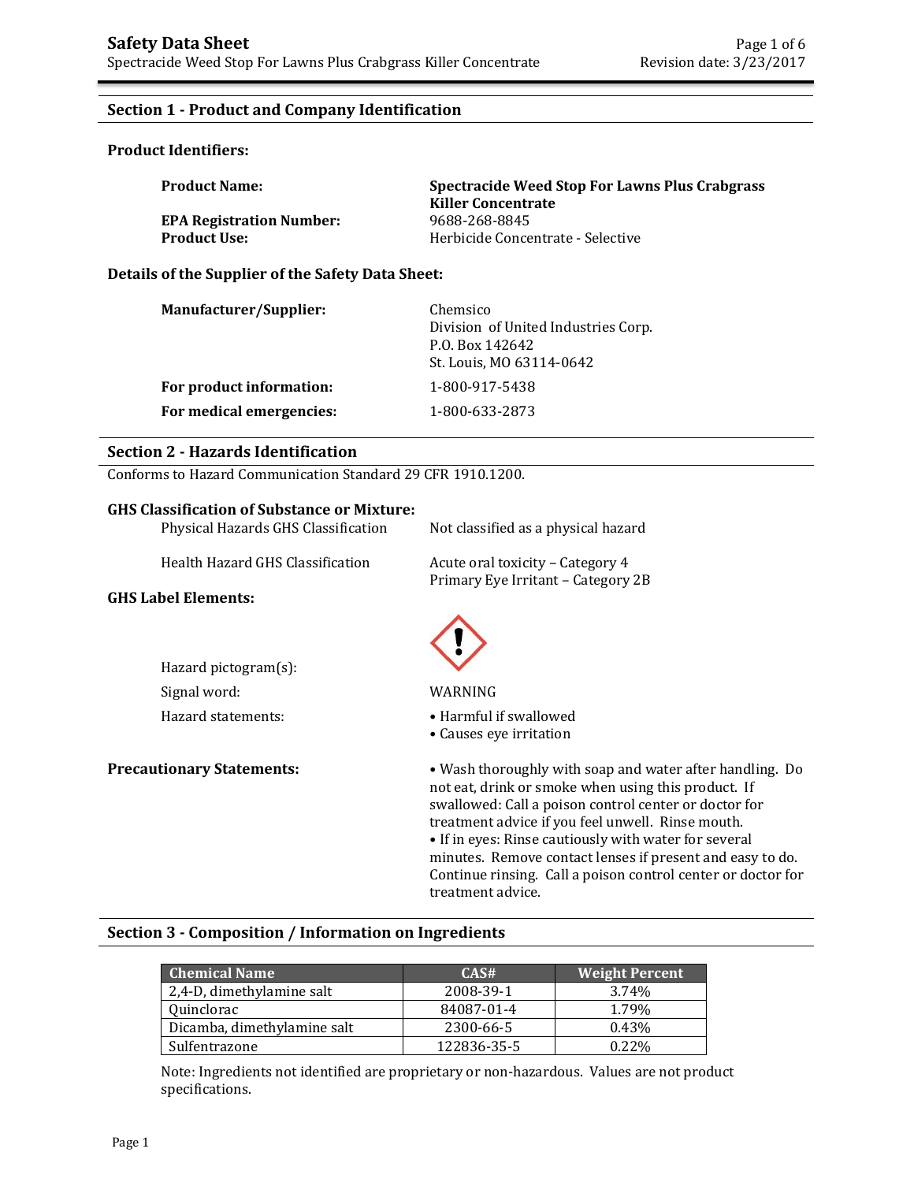## Section 1 - Product and Company Identification

### Product Identifiers:

| | |
|---|---|
| **Product Name:** | **Spectracide Weed Stop For Lawns Plus Crabgrass Killer Concentrate** |
| **EPA Registration Number:** | 9688-268-8845 |
| **Product Use:** | Herbicide Concentrate - Selective |

### Details of the Supplier of the Safety Data Sheet:

| | |
|---|---|
| **Manufacturer/Supplier:** | Chemsico<br>Division of United Industries Corp.<br>P.O. Box 142642<br>St. Louis, MO 63114-0642 |
| **For product information:** | 1-800-917-5438 |
| **For medical emergencies:** | 1-800-633-2873 |

## Section 2 - Hazards Identification

Conforms to Hazard Communication Standard 29 CFR 1910.1200.

### GHS Classification of Substance or Mixture:

| | |
|---|---|
| Physical Hazards GHS Classification | Not classified as a physical hazard |
| Health Hazard GHS Classification | Acute oral toxicity – Category 4<br>Primary Eye Irritant – Category 2B |

### GHS Label Elements:

| | |
|---|---|
| Hazard pictogram(s): | |
| Signal word: | WARNING |
| Hazard statements: | • Harmful if swallowed<br>• Causes eye irritation |

**Precautionary Statements:**

- Wash thoroughly with soap and water after handling. Do not eat, drink or smoke when using this product. If swallowed: Call a poison control center or doctor for treatment advice if you feel unwell. Rinse mouth.
- If in eyes: Rinse cautiously with water for several minutes. Remove contact lenses if present and easy to do. Continue rinsing. Call a poison control center or doctor for treatment advice.

## Section 3 - Composition / Information on Ingredients

| Chemical Name | CAS# | Weight Percent |
|---|---|---|
| 2,4-D, dimethylamine salt | 2008-39-1 | 3.74% |
| Quinclorac | 84087-01-4 | 1.79% |
| Dicamba, dimethylamine salt | 2300-66-5 | 0.43% |
| Sulfentrazone | 122836-35-5 | 0.22% |

Note: Ingredients not identified are proprietary or non-hazardous. Values are not product specifications.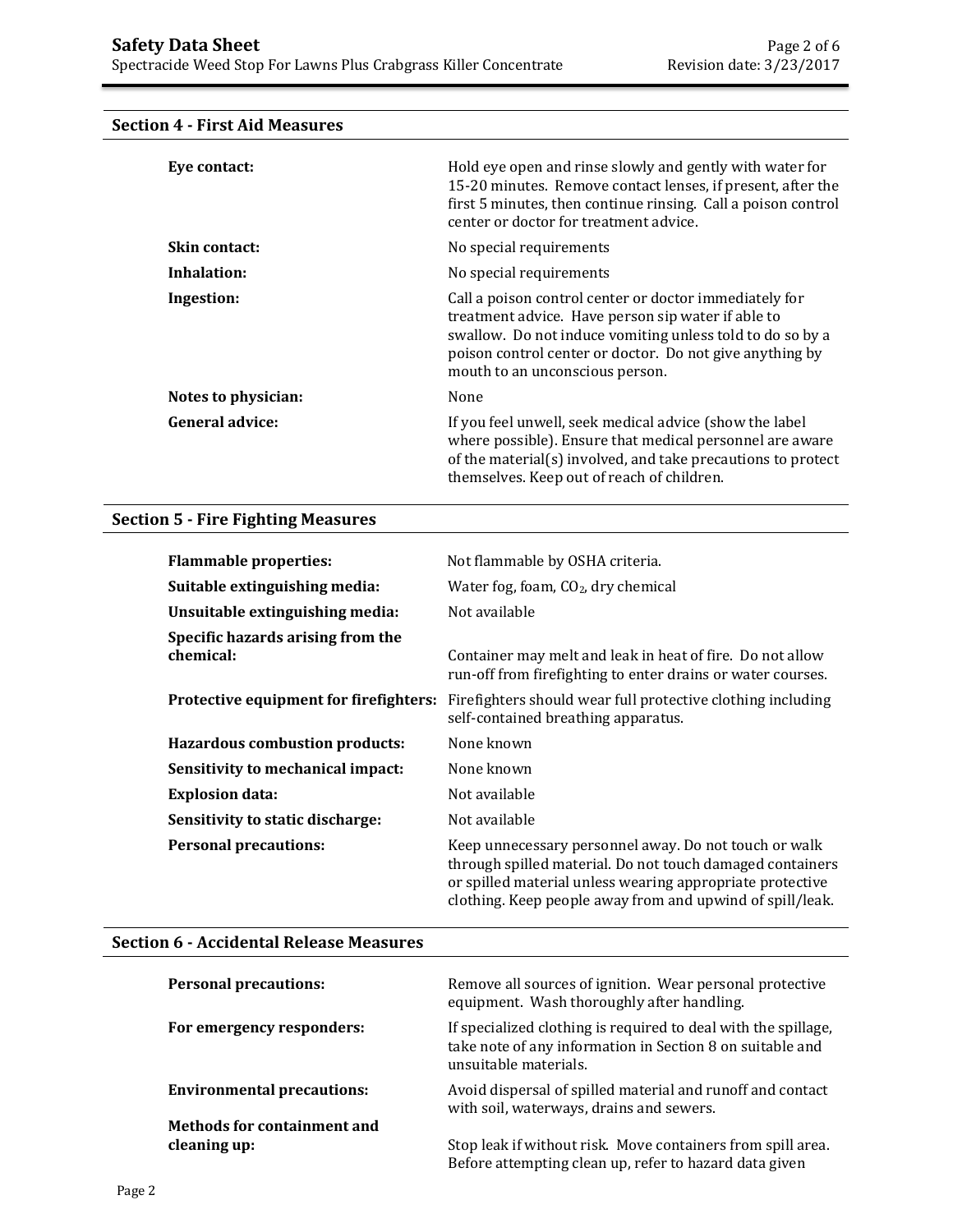## Section 4 - First Aid Measures

| | |
|---|---|
| **Eye contact:** | Hold eye open and rinse slowly and gently with water for 15-20 minutes. Remove contact lenses, if present, after the first 5 minutes, then continue rinsing. Call a poison control center or doctor for treatment advice. |
| **Skin contact:** | No special requirements |
| **Inhalation:** | No special requirements |
| **Ingestion:** | Call a poison control center or doctor immediately for treatment advice. Have person sip water if able to swallow. Do not induce vomiting unless told to do so by a poison control center or doctor. Do not give anything by mouth to an unconscious person. |
| **Notes to physician:** | None |
| **General advice:** | If you feel unwell, seek medical advice (show the label where possible). Ensure that medical personnel are aware of the material(s) involved, and take precautions to protect themselves. Keep out of reach of children. |

## Section 5 - Fire Fighting Measures

| | |
|---|---|
| **Flammable properties:** | Not flammable by OSHA criteria. |
| **Suitable extinguishing media:** | Water fog, foam, $CO_2$, dry chemical |
| **Unsuitable extinguishing media:** | Not available |
| **Specific hazards arising from the chemical:** | Container may melt and leak in heat of fire. Do not allow run-off from firefighting to enter drains or water courses. |
| **Protective equipment for firefighters:** | Firefighters should wear full protective clothing including self-contained breathing apparatus. |
| **Hazardous combustion products:** | None known |
| **Sensitivity to mechanical impact:** | None known |
| **Explosion data:** | Not available |
| **Sensitivity to static discharge:** | Not available |
| **Personal precautions:** | Keep unnecessary personnel away. Do not touch or walk through spilled material. Do not touch damaged containers or spilled material unless wearing appropriate protective clothing. Keep people away from and upwind of spill/leak. |

## Section 6 - Accidental Release Measures

| | |
|---|---|
| **Personal precautions:** | Remove all sources of ignition. Wear personal protective equipment. Wash thoroughly after handling. |
| **For emergency responders:** | If specialized clothing is required to deal with the spillage, take note of any information in Section 8 on suitable and unsuitable materials. |
| **Environmental precautions:** | Avoid dispersal of spilled material and runoff and contact with soil, waterways, drains and sewers. |
| **Methods for containment and cleaning up:** | Stop leak if without risk. Move containers from spill area. Before attempting clean up, refer to hazard data given |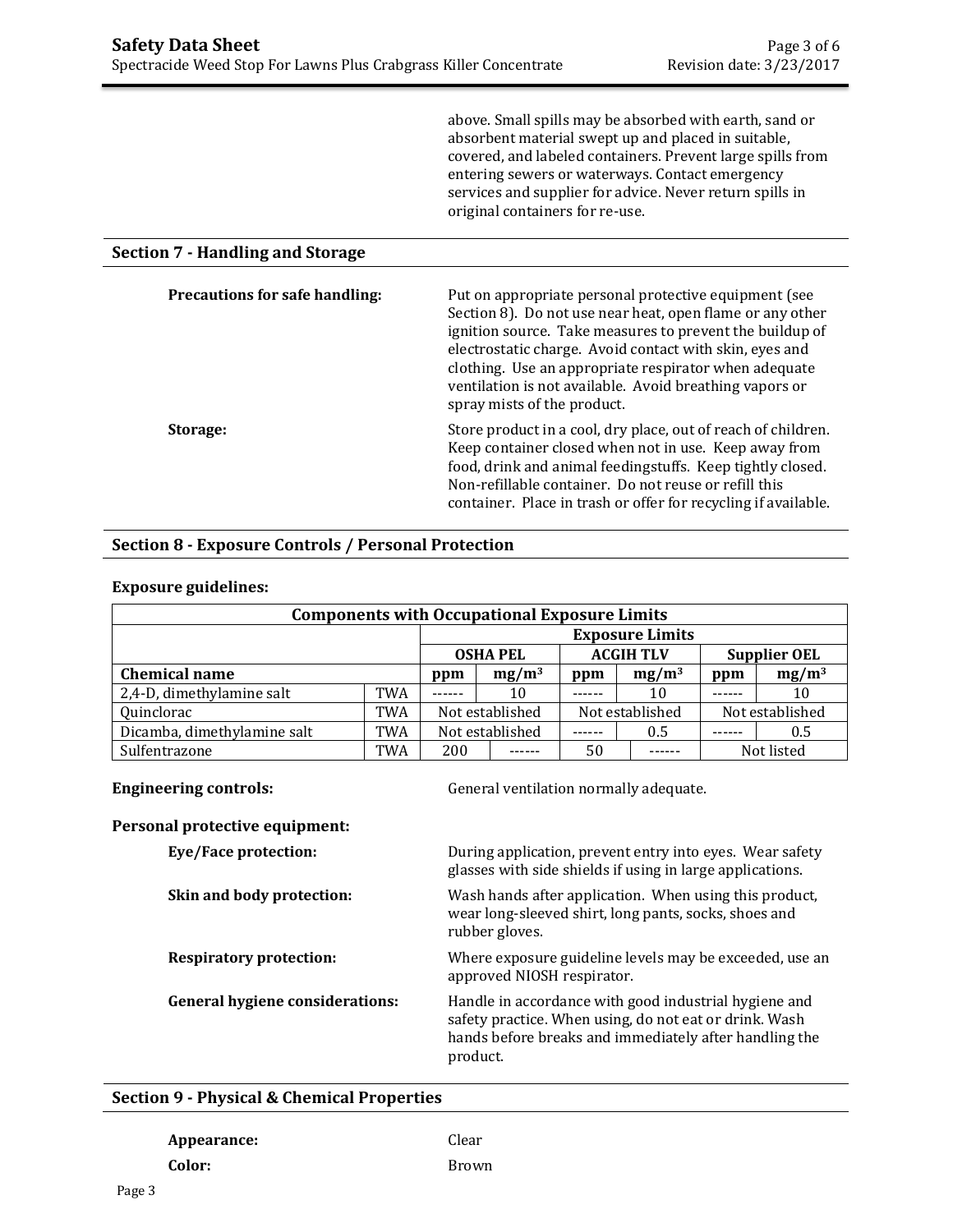above. Small spills may be absorbed with earth, sand or absorbent material swept up and placed in suitable, covered, and labeled containers. Prevent large spills from entering sewers or waterways. Contact emergency services and supplier for advice. Never return spills in original containers for re-use.

## Section 7 - Handling and Storage

**Precautions for safe handling:** Put on appropriate personal protective equipment (see Section 8). Do not use near heat, open flame or any other ignition source. Take measures to prevent the buildup of electrostatic charge. Avoid contact with skin, eyes and clothing. Use an appropriate respirator when adequate ventilation is not available. Avoid breathing vapors or spray mists of the product.

**Storage:** Store product in a cool, dry place, out of reach of children. Keep container closed when not in use. Keep away from food, drink and animal feedingstuffs. Keep tightly closed. Non-refillable container. Do not reuse or refill this container. Place in trash or offer for recycling if available.

## Section 8 - Exposure Controls / Personal Protection

**Exposure guidelines:**

| Components with Occupational Exposure Limits | | | | | | | |
|---|---|---|---|---|---|---|---|
| | | Exposure Limits | | | | | |
| | | OSHA PEL | | ACGIH TLV | | Supplier OEL | |
| **Chemical name** | | ppm | $mg/m^3$ | ppm | $mg/m^3$ | ppm | $mg/m^3$ |
| 2,4-D, dimethylamine salt | TWA | ------ | 10 | ------ | 10 | ------ | 10 |
| Quinclorac | TWA | Not established | | Not established | | Not established | |
| Dicamba, dimethylamine salt | TWA | Not established | | ------ | 0.5 | ------ | 0.5 |
| Sulfentrazone | TWA | 200 | ------ | 50 | ------ | Not listed | |

**Engineering controls:** General ventilation normally adequate.

**Personal protective equipment:**

**Eye/Face protection:** During application, prevent entry into eyes. Wear safety glasses with side shields if using in large applications.

**Skin and body protection:** Wash hands after application. When using this product, wear long-sleeved shirt, long pants, socks, shoes and rubber gloves.

**Respiratory protection:** Where exposure guideline levels may be exceeded, use an approved NIOSH respirator.

**General hygiene considerations:** Handle in accordance with good industrial hygiene and safety practice. When using, do not eat or drink. Wash hands before breaks and immediately after handling the product.

## Section 9 - Physical & Chemical Properties

**Appearance:** Clear

**Color:** Brown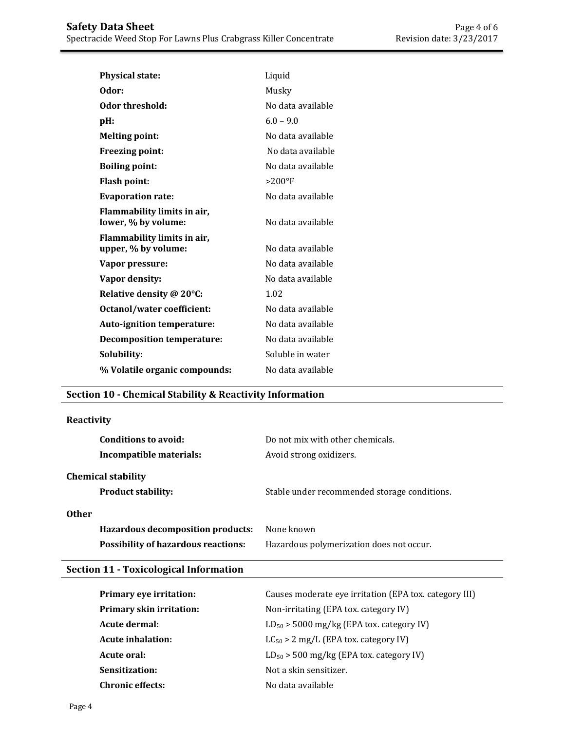| | |
|---|---|
| **Physical state:** | Liquid |
| **Odor:** | Musky |
| **Odor threshold:** | No data available |
| **pH:** | 6.0 – 9.0 |
| **Melting point:** | No data available |
| **Freezing point:** | No data available |
| **Boiling point:** | No data available |
| **Flash point:** | >200°F |
| **Evaporation rate:** | No data available |
| **Flammability limits in air, lower, % by volume:** | No data available |
| **Flammability limits in air, upper, % by volume:** | No data available |
| **Vapor pressure:** | No data available |
| **Vapor density:** | No data available |
| **Relative density @ 20°C:** | 1.02 |
| **Octanol/water coefficient:** | No data available |
| **Auto-ignition temperature:** | No data available |
| **Decomposition temperature:** | No data available |
| **Solubility:** | Soluble in water |
| **% Volatile organic compounds:** | No data available |

## Section 10 - Chemical Stability & Reactivity Information

### Reactivity

| | |
|---|---|
| **Conditions to avoid:** | Do not mix with other chemicals. |
| **Incompatible materials:** | Avoid strong oxidizers. |

### Chemical stability

| | |
|---|---|
| **Product stability:** | Stable under recommended storage conditions. |

### Other

| | |
|---|---|
| **Hazardous decomposition products:** | None known |
| **Possibility of hazardous reactions:** | Hazardous polymerization does not occur. |

## Section 11 - Toxicological Information

| | |
|---|---|
| **Primary eye irritation:** | Causes moderate eye irritation (EPA tox. category III) |
| **Primary skin irritation:** | Non-irritating (EPA tox. category IV) |
| **Acute dermal:** | $LD_{50}$ > 5000 mg/kg (EPA tox. category IV) |
| **Acute inhalation:** | $LC_{50}$ > 2 mg/L (EPA tox. category IV) |
| **Acute oral:** | $LD_{50}$ > 500 mg/kg (EPA tox. category IV) |
| **Sensitization:** | Not a skin sensitizer. |
| **Chronic effects:** | No data available |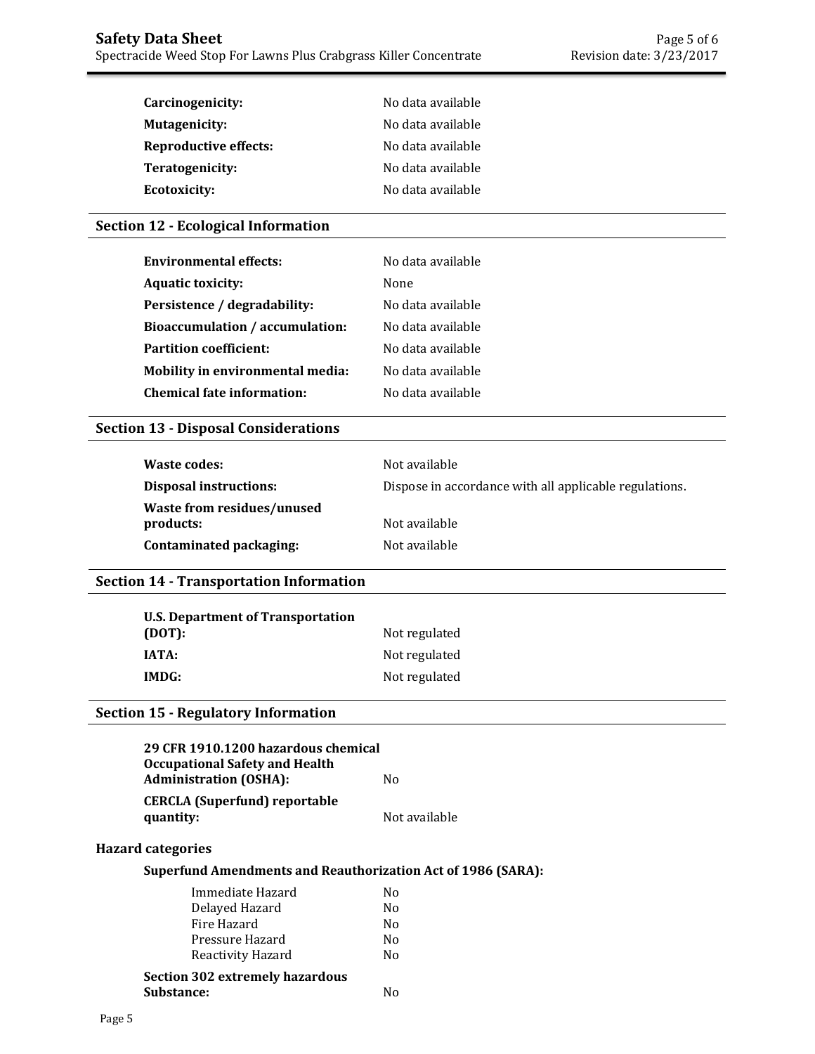| | |
|---|---|
| **Carcinogenicity:** | No data available |
| **Mutagenicity:** | No data available |
| **Reproductive effects:** | No data available |
| **Teratogenicity:** | No data available |
| **Ecotoxicity:** | No data available |

## Section 12 - Ecological Information

| | |
|---|---|
| **Environmental effects:** | No data available |
| **Aquatic toxicity:** | None |
| **Persistence / degradability:** | No data available |
| **Bioaccumulation / accumulation:** | No data available |
| **Partition coefficient:** | No data available |
| **Mobility in environmental media:** | No data available |
| **Chemical fate information:** | No data available |

## Section 13 - Disposal Considerations

| | |
|---|---|
| **Waste codes:** | Not available |
| **Disposal instructions:** | Dispose in accordance with all applicable regulations. |
| **Waste from residues/unused products:** | Not available |
| **Contaminated packaging:** | Not available |

## Section 14 - Transportation Information

| | |
|---|---|
| **U.S. Department of Transportation (DOT):** | Not regulated |
| **IATA:** | Not regulated |
| **IMDG:** | Not regulated |

## Section 15 - Regulatory Information

| | |
|---|---|
| **29 CFR 1910.1200 hazardous chemical Occupational Safety and Health Administration (OSHA):** | No |
| **CERCLA (Superfund) reportable quantity:** | Not available |

### Hazard categories

**Superfund Amendments and Reauthorization Act of 1986 (SARA):**

| | |
|---|---|
| Immediate Hazard | No |
| Delayed Hazard | No |
| Fire Hazard | No |
| Pressure Hazard | No |
| Reactivity Hazard | No |

| | |
|---|---|
| **Section 302 extremely hazardous Substance:** | No |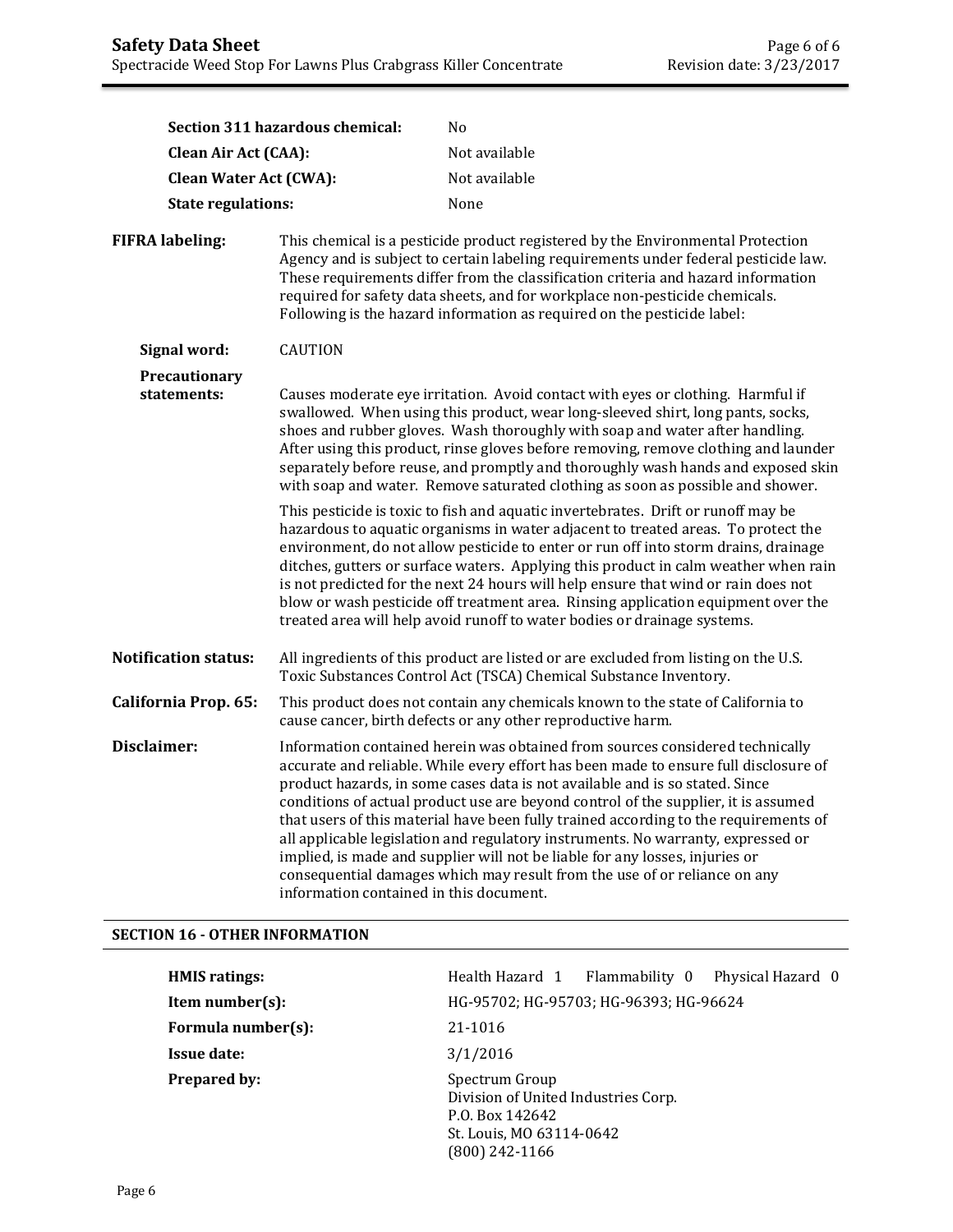| | |
|---|---|
| **Section 311 hazardous chemical:** | No |
| **Clean Air Act (CAA):** | Not available |
| **Clean Water Act (CWA):** | Not available |
| **State regulations:** | None |

**FIFRA labeling:** This chemical is a pesticide product registered by the Environmental Protection Agency and is subject to certain labeling requirements under federal pesticide law. These requirements differ from the classification criteria and hazard information required for safety data sheets, and for workplace non-pesticide chemicals. Following is the hazard information as required on the pesticide label:

**Signal word:** CAUTION

**Precautionary statements:** Causes moderate eye irritation. Avoid contact with eyes or clothing. Harmful if swallowed. When using this product, wear long-sleeved shirt, long pants, socks, shoes and rubber gloves. Wash thoroughly with soap and water after handling. After using this product, rinse gloves before removing, remove clothing and launder separately before reuse, and promptly and thoroughly wash hands and exposed skin with soap and water. Remove saturated clothing as soon as possible and shower.

This pesticide is toxic to fish and aquatic invertebrates. Drift or runoff may be hazardous to aquatic organisms in water adjacent to treated areas. To protect the environment, do not allow pesticide to enter or run off into storm drains, drainage ditches, gutters or surface waters. Applying this product in calm weather when rain is not predicted for the next 24 hours will help ensure that wind or rain does not blow or wash pesticide off treatment area. Rinsing application equipment over the treated area will help avoid runoff to water bodies or drainage systems.

**Notification status:** All ingredients of this product are listed or are excluded from listing on the U.S. Toxic Substances Control Act (TSCA) Chemical Substance Inventory.

**California Prop. 65:** This product does not contain any chemicals known to the state of California to cause cancer, birth defects or any other reproductive harm.

**Disclaimer:** Information contained herein was obtained from sources considered technically accurate and reliable. While every effort has been made to ensure full disclosure of product hazards, in some cases data is not available and is so stated. Since conditions of actual product use are beyond control of the supplier, it is assumed that users of this material have been fully trained according to the requirements of all applicable legislation and regulatory instruments. No warranty, expressed or implied, is made and supplier will not be liable for any losses, injuries or consequential damages which may result from the use of or reliance on any information contained in this document.

## SECTION 16 - OTHER INFORMATION

| | |
|---|---|
| **HMIS ratings:** | Health Hazard 1 Flammability 0 Physical Hazard 0 |
| **Item number(s):** | HG-95702; HG-95703; HG-96393; HG-96624 |
| **Formula number(s):** | 21-1016 |
| **Issue date:** | 3/1/2016 |
| **Prepared by:** | Spectrum Group<br>Division of United Industries Corp.<br>P.O. Box 142642<br>St. Louis, MO 63114-0642<br>(800) 242-1166 |